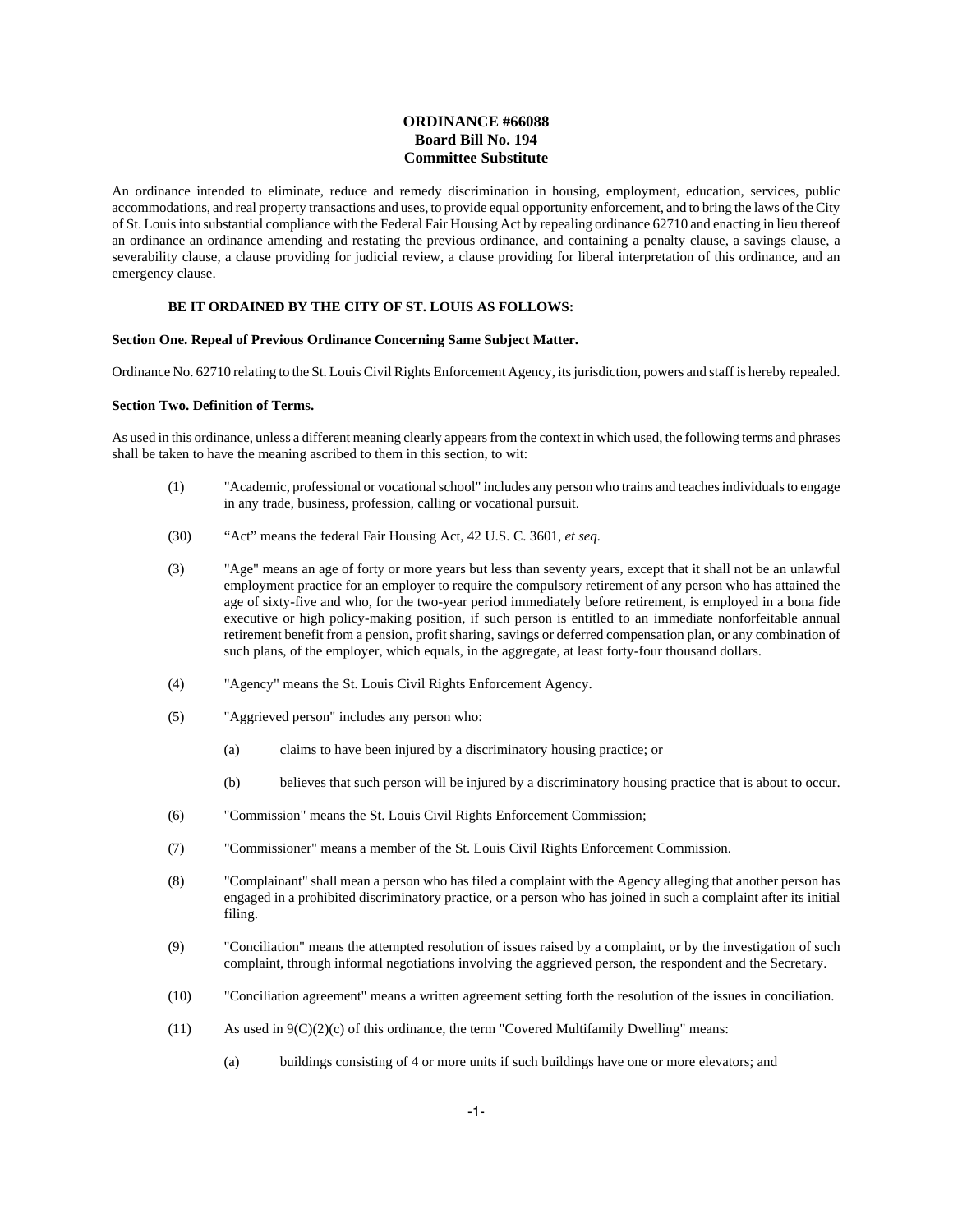# ORDINANCE #66088
## Board Bill No. 194
## Committee Substitute

An ordinance intended to eliminate, reduce and remedy discrimination in housing, employment, education, services, public accommodations, and real property transactions and uses, to provide equal opportunity enforcement, and to bring the laws of the City of St. Louis into substantial compliance with the Federal Fair Housing Act by repealing ordinance 62710 and enacting in lieu thereof an ordinance an ordinance amending and restating the previous ordinance, and containing a penalty clause, a savings clause, a severability clause, a clause providing for judicial review, a clause providing for liberal interpretation of this ordinance, and an emergency clause.

**BE IT ORDAINED BY THE CITY OF ST. LOUIS AS FOLLOWS:**

**Section One. Repeal of Previous Ordinance Concerning Same Subject Matter.**

Ordinance No. 62710 relating to the St. Louis Civil Rights Enforcement Agency, its jurisdiction, powers and staff is hereby repealed.

**Section Two. Definition of Terms.**

As used in this ordinance, unless a different meaning clearly appears from the context in which used, the following terms and phrases shall be taken to have the meaning ascribed to them in this section, to wit:

(1) "Academic, professional or vocational school" includes any person who trains and teaches individuals to engage in any trade, business, profession, calling or vocational pursuit.

(30) "Act" means the federal Fair Housing Act, 42 U.S. C. 3601, *et seq*.

(3) "Age" means an age of forty or more years but less than seventy years, except that it shall not be an unlawful employment practice for an employer to require the compulsory retirement of any person who has attained the age of sixty-five and who, for the two-year period immediately before retirement, is employed in a bona fide executive or high policy-making position, if such person is entitled to an immediate nonforfeitable annual retirement benefit from a pension, profit sharing, savings or deferred compensation plan, or any combination of such plans, of the employer, which equals, in the aggregate, at least forty-four thousand dollars.

(4) "Agency" means the St. Louis Civil Rights Enforcement Agency.

(5) "Aggrieved person" includes any person who:

- (a) claims to have been injured by a discriminatory housing practice; or
- (b) believes that such person will be injured by a discriminatory housing practice that is about to occur.

(6) "Commission" means the St. Louis Civil Rights Enforcement Commission;

(7) "Commissioner" means a member of the St. Louis Civil Rights Enforcement Commission.

(8) "Complainant" shall mean a person who has filed a complaint with the Agency alleging that another person has engaged in a prohibited discriminatory practice, or a person who has joined in such a complaint after its initial filing.

(9) "Conciliation" means the attempted resolution of issues raised by a complaint, or by the investigation of such complaint, through informal negotiations involving the aggrieved person, the respondent and the Secretary.

(10) "Conciliation agreement" means a written agreement setting forth the resolution of the issues in conciliation.

(11) As used in 9(C)(2)(c) of this ordinance, the term "Covered Multifamily Dwelling" means:

- (a) buildings consisting of 4 or more units if such buildings have one or more elevators; and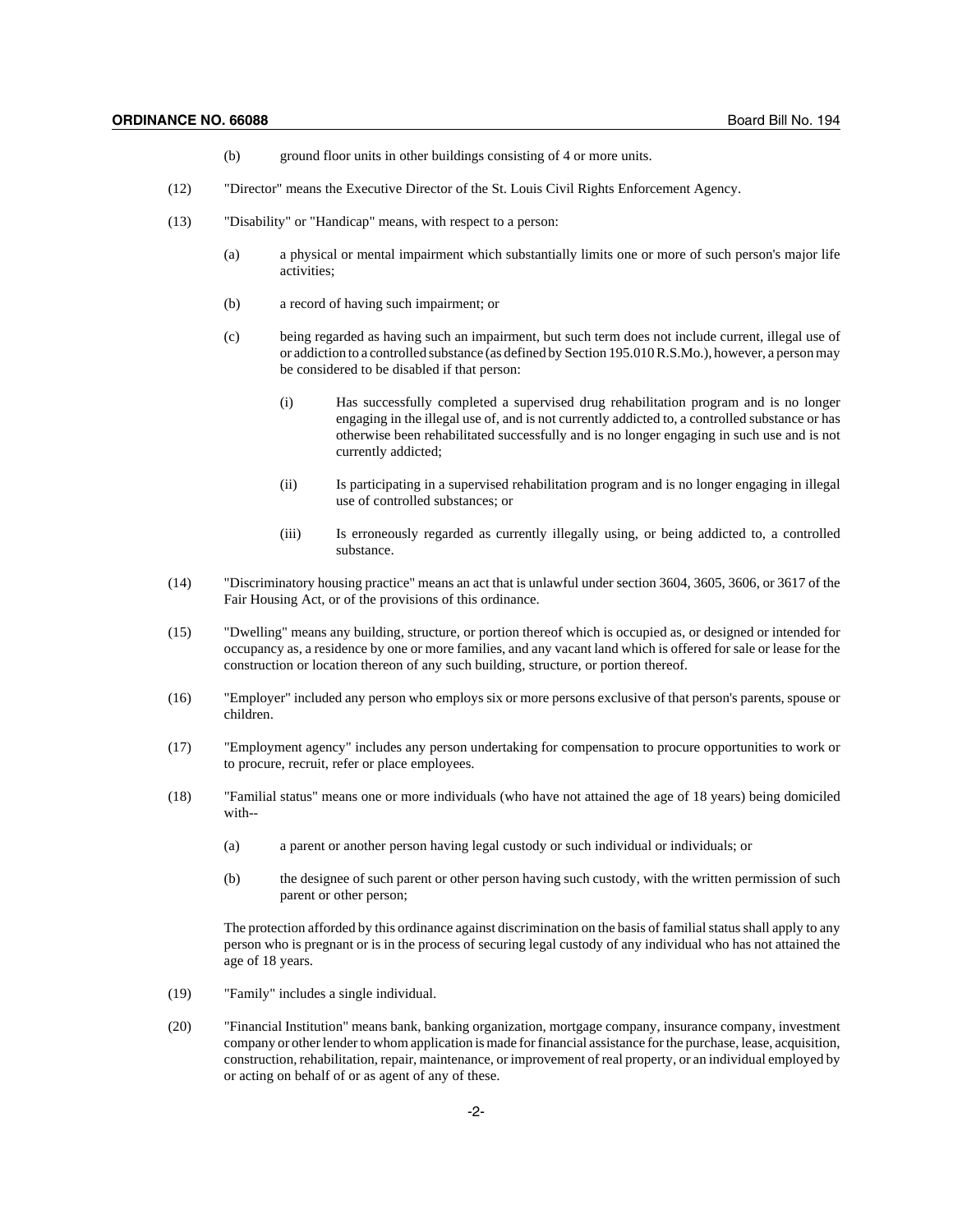(b) ground floor units in other buildings consisting of 4 or more units.

(12) "Director" means the Executive Director of the St. Louis Civil Rights Enforcement Agency.

(13) "Disability" or "Handicap" means, with respect to a person:

(a) a physical or mental impairment which substantially limits one or more of such person's major life activities;

(b) a record of having such impairment; or

(c) being regarded as having such an impairment, but such term does not include current, illegal use of or addiction to a controlled substance (as defined by Section 195.010 R.S.Mo.), however, a person may be considered to be disabled if that person:

(i) Has successfully completed a supervised drug rehabilitation program and is no longer engaging in the illegal use of, and is not currently addicted to, a controlled substance or has otherwise been rehabilitated successfully and is no longer engaging in such use and is not currently addicted;

(ii) Is participating in a supervised rehabilitation program and is no longer engaging in illegal use of controlled substances; or

(iii) Is erroneously regarded as currently illegally using, or being addicted to, a controlled substance.

(14) "Discriminatory housing practice" means an act that is unlawful under section 3604, 3605, 3606, or 3617 of the Fair Housing Act, or of the provisions of this ordinance.

(15) "Dwelling" means any building, structure, or portion thereof which is occupied as, or designed or intended for occupancy as, a residence by one or more families, and any vacant land which is offered for sale or lease for the construction or location thereon of any such building, structure, or portion thereof.

(16) "Employer" included any person who employs six or more persons exclusive of that person's parents, spouse or children.

(17) "Employment agency" includes any person undertaking for compensation to procure opportunities to work or to procure, recruit, refer or place employees.

(18) "Familial status" means one or more individuals (who have not attained the age of 18 years) being domiciled with--

(a) a parent or another person having legal custody or such individual or individuals; or

(b) the designee of such parent or other person having such custody, with the written permission of such parent or other person;

The protection afforded by this ordinance against discrimination on the basis of familial status shall apply to any person who is pregnant or is in the process of securing legal custody of any individual who has not attained the age of 18 years.

(19) "Family" includes a single individual.

(20) "Financial Institution" means bank, banking organization, mortgage company, insurance company, investment company or other lender to whom application is made for financial assistance for the purchase, lease, acquisition, construction, rehabilitation, repair, maintenance, or improvement of real property, or an individual employed by or acting on behalf of or as agent of any of these.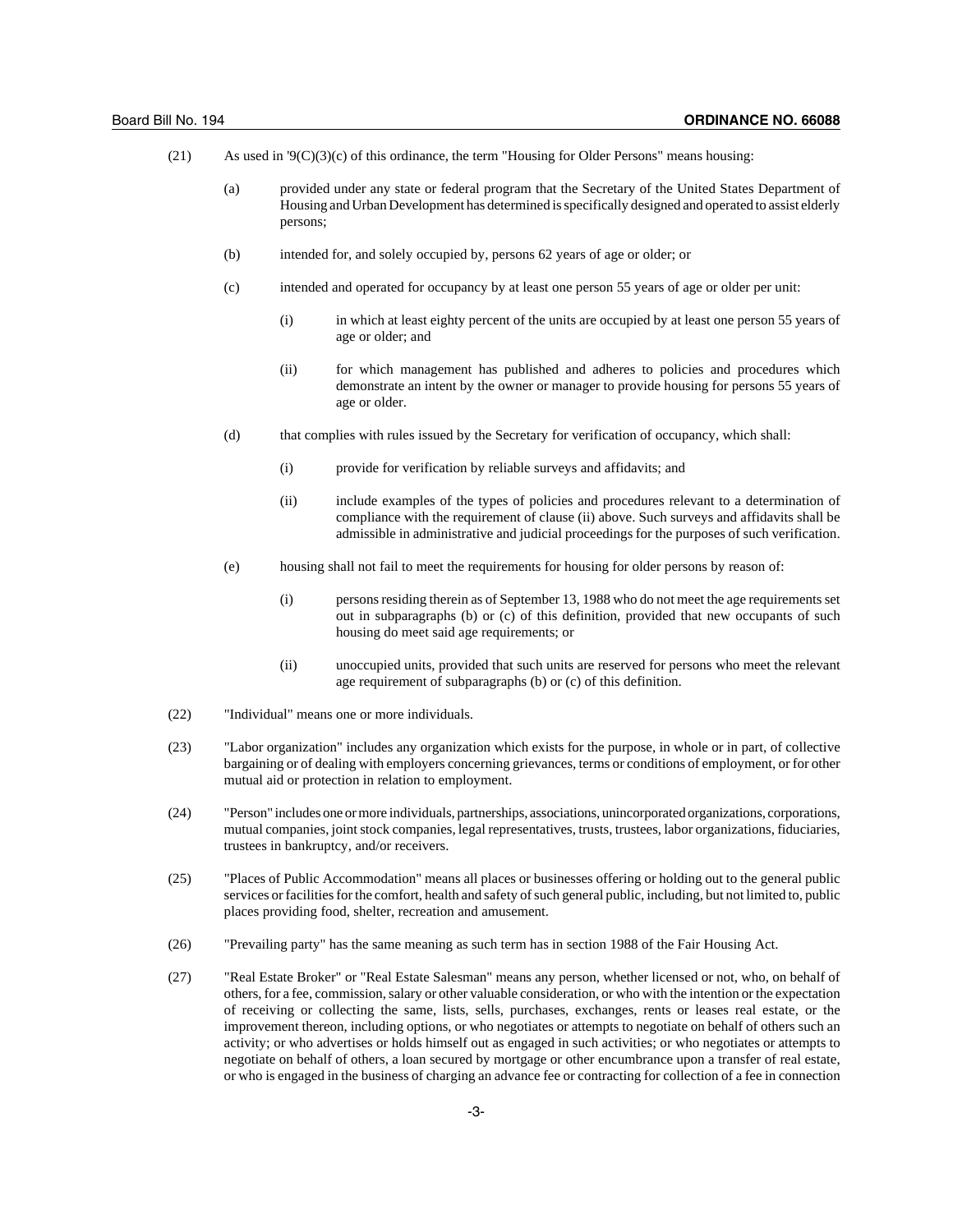(21) As used in '9(C)(3)(c) of this ordinance, the term "Housing for Older Persons" means housing:

(a) provided under any state or federal program that the Secretary of the United States Department of Housing and Urban Development has determined is specifically designed and operated to assist elderly persons;

(b) intended for, and solely occupied by, persons 62 years of age or older; or

(c) intended and operated for occupancy by at least one person 55 years of age or older per unit:

(i) in which at least eighty percent of the units are occupied by at least one person 55 years of age or older; and

(ii) for which management has published and adheres to policies and procedures which demonstrate an intent by the owner or manager to provide housing for persons 55 years of age or older.

(d) that complies with rules issued by the Secretary for verification of occupancy, which shall:

(i) provide for verification by reliable surveys and affidavits; and

(ii) include examples of the types of policies and procedures relevant to a determination of compliance with the requirement of clause (ii) above. Such surveys and affidavits shall be admissible in administrative and judicial proceedings for the purposes of such verification.

(e) housing shall not fail to meet the requirements for housing for older persons by reason of:

(i) persons residing therein as of September 13, 1988 who do not meet the age requirements set out in subparagraphs (b) or (c) of this definition, provided that new occupants of such housing do meet said age requirements; or

(ii) unoccupied units, provided that such units are reserved for persons who meet the relevant age requirement of subparagraphs (b) or (c) of this definition.

(22) "Individual" means one or more individuals.

(23) "Labor organization" includes any organization which exists for the purpose, in whole or in part, of collective bargaining or of dealing with employers concerning grievances, terms or conditions of employment, or for other mutual aid or protection in relation to employment.

(24) "Person" includes one or more individuals, partnerships, associations, unincorporated organizations, corporations, mutual companies, joint stock companies, legal representatives, trusts, trustees, labor organizations, fiduciaries, trustees in bankruptcy, and/or receivers.

(25) "Places of Public Accommodation" means all places or businesses offering or holding out to the general public services or facilities for the comfort, health and safety of such general public, including, but not limited to, public places providing food, shelter, recreation and amusement.

(26) "Prevailing party" has the same meaning as such term has in section 1988 of the Fair Housing Act.

(27) "Real Estate Broker" or "Real Estate Salesman" means any person, whether licensed or not, who, on behalf of others, for a fee, commission, salary or other valuable consideration, or who with the intention or the expectation of receiving or collecting the same, lists, sells, purchases, exchanges, rents or leases real estate, or the improvement thereon, including options, or who negotiates or attempts to negotiate on behalf of others such an activity; or who advertises or holds himself out as engaged in such activities; or who negotiates or attempts to negotiate on behalf of others, a loan secured by mortgage or other encumbrance upon a transfer of real estate, or who is engaged in the business of charging an advance fee or contracting for collection of a fee in connection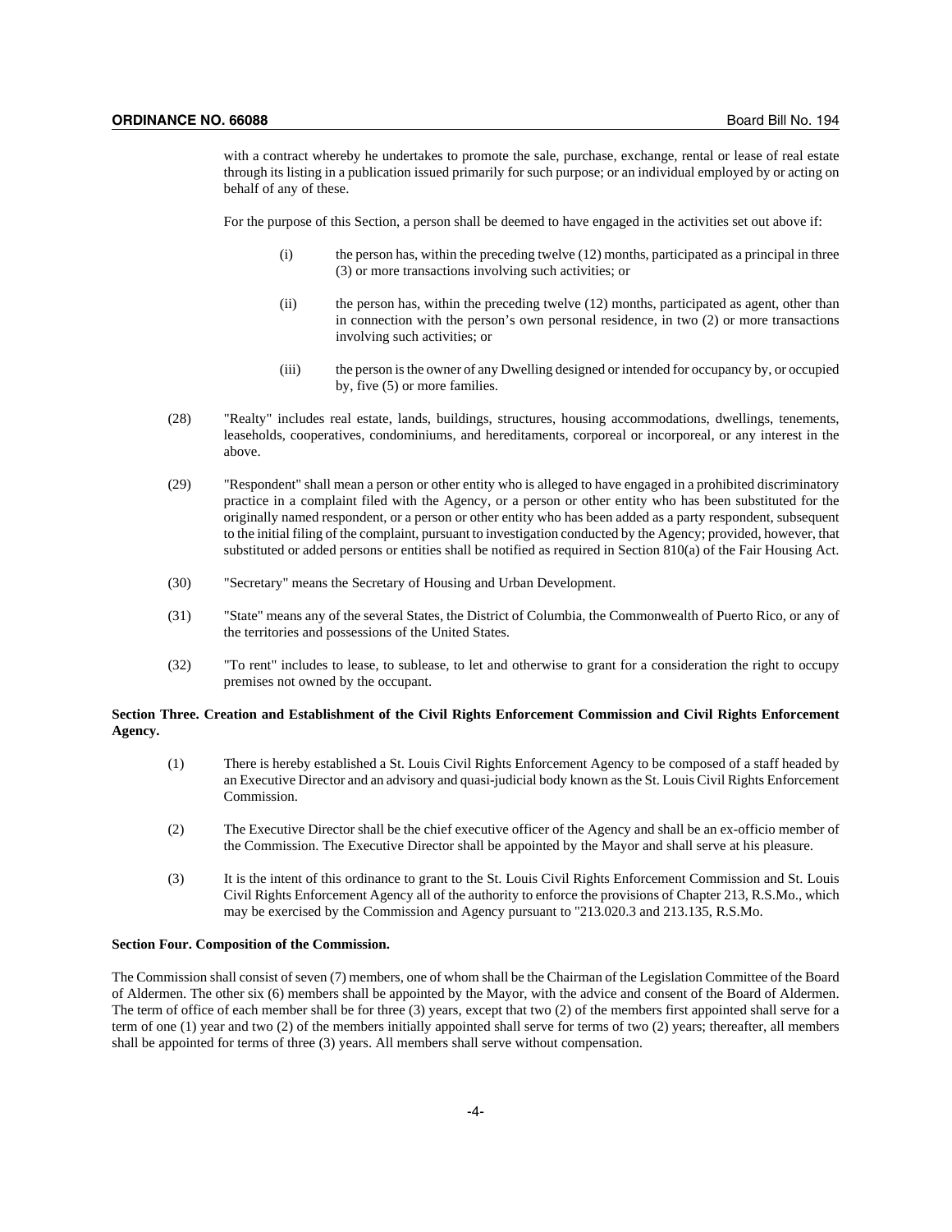with a contract whereby he undertakes to promote the sale, purchase, exchange, rental or lease of real estate through its listing in a publication issued primarily for such purpose; or an individual employed by or acting on behalf of any of these.

For the purpose of this Section, a person shall be deemed to have engaged in the activities set out above if:

(i) the person has, within the preceding twelve (12) months, participated as a principal in three (3) or more transactions involving such activities; or

(ii) the person has, within the preceding twelve (12) months, participated as agent, other than in connection with the person's own personal residence, in two (2) or more transactions involving such activities; or

(iii) the person is the owner of any Dwelling designed or intended for occupancy by, or occupied by, five (5) or more families.

(28) "Realty" includes real estate, lands, buildings, structures, housing accommodations, dwellings, tenements, leaseholds, cooperatives, condominiums, and hereditaments, corporeal or incorporeal, or any interest in the above.

(29) "Respondent" shall mean a person or other entity who is alleged to have engaged in a prohibited discriminatory practice in a complaint filed with the Agency, or a person or other entity who has been substituted for the originally named respondent, or a person or other entity who has been added as a party respondent, subsequent to the initial filing of the complaint, pursuant to investigation conducted by the Agency; provided, however, that substituted or added persons or entities shall be notified as required in Section 810(a) of the Fair Housing Act.

(30) "Secretary" means the Secretary of Housing and Urban Development.

(31) "State" means any of the several States, the District of Columbia, the Commonwealth of Puerto Rico, or any of the territories and possessions of the United States.

(32) "To rent" includes to lease, to sublease, to let and otherwise to grant for a consideration the right to occupy premises not owned by the occupant.

**Section Three. Creation and Establishment of the Civil Rights Enforcement Commission and Civil Rights Enforcement Agency.**

(1) There is hereby established a St. Louis Civil Rights Enforcement Agency to be composed of a staff headed by an Executive Director and an advisory and quasi-judicial body known as the St. Louis Civil Rights Enforcement Commission.

(2) The Executive Director shall be the chief executive officer of the Agency and shall be an ex-officio member of the Commission. The Executive Director shall be appointed by the Mayor and shall serve at his pleasure.

(3) It is the intent of this ordinance to grant to the St. Louis Civil Rights Enforcement Commission and St. Louis Civil Rights Enforcement Agency all of the authority to enforce the provisions of Chapter 213, R.S.Mo., which may be exercised by the Commission and Agency pursuant to "213.020.3 and 213.135, R.S.Mo.

**Section Four. Composition of the Commission.**

The Commission shall consist of seven (7) members, one of whom shall be the Chairman of the Legislation Committee of the Board of Aldermen. The other six (6) members shall be appointed by the Mayor, with the advice and consent of the Board of Aldermen. The term of office of each member shall be for three (3) years, except that two (2) of the members first appointed shall serve for a term of one (1) year and two (2) of the members initially appointed shall serve for terms of two (2) years; thereafter, all members shall be appointed for terms of three (3) years. All members shall serve without compensation.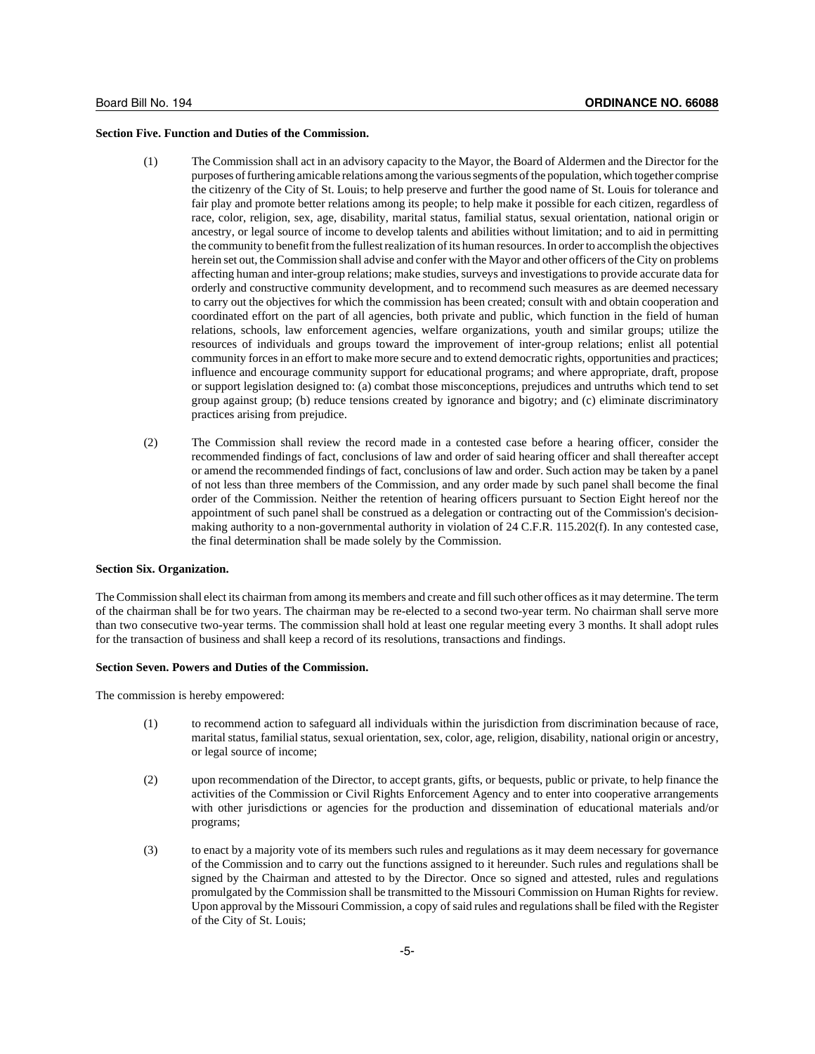**Section Five. Function and Duties of the Commission.**

(1) The Commission shall act in an advisory capacity to the Mayor, the Board of Aldermen and the Director for the purposes of furthering amicable relations among the various segments of the population, which together comprise the citizenry of the City of St. Louis; to help preserve and further the good name of St. Louis for tolerance and fair play and promote better relations among its people; to help make it possible for each citizen, regardless of race, color, religion, sex, age, disability, marital status, familial status, sexual orientation, national origin or ancestry, or legal source of income to develop talents and abilities without limitation; and to aid in permitting the community to benefit from the fullest realization of its human resources. In order to accomplish the objectives herein set out, the Commission shall advise and confer with the Mayor and other officers of the City on problems affecting human and inter-group relations; make studies, surveys and investigations to provide accurate data for orderly and constructive community development, and to recommend such measures as are deemed necessary to carry out the objectives for which the commission has been created; consult with and obtain cooperation and coordinated effort on the part of all agencies, both private and public, which function in the field of human relations, schools, law enforcement agencies, welfare organizations, youth and similar groups; utilize the resources of individuals and groups toward the improvement of inter-group relations; enlist all potential community forces in an effort to make more secure and to extend democratic rights, opportunities and practices; influence and encourage community support for educational programs; and where appropriate, draft, propose or support legislation designed to: (a) combat those misconceptions, prejudices and untruths which tend to set group against group; (b) reduce tensions created by ignorance and bigotry; and (c) eliminate discriminatory practices arising from prejudice.

(2) The Commission shall review the record made in a contested case before a hearing officer, consider the recommended findings of fact, conclusions of law and order of said hearing officer and shall thereafter accept or amend the recommended findings of fact, conclusions of law and order. Such action may be taken by a panel of not less than three members of the Commission, and any order made by such panel shall become the final order of the Commission. Neither the retention of hearing officers pursuant to Section Eight hereof nor the appointment of such panel shall be construed as a delegation or contracting out of the Commission's decision-making authority to a non-governmental authority in violation of 24 C.F.R. 115.202(f). In any contested case, the final determination shall be made solely by the Commission.

**Section Six. Organization.**

The Commission shall elect its chairman from among its members and create and fill such other offices as it may determine. The term of the chairman shall be for two years. The chairman may be re-elected to a second two-year term. No chairman shall serve more than two consecutive two-year terms. The commission shall hold at least one regular meeting every 3 months. It shall adopt rules for the transaction of business and shall keep a record of its resolutions, transactions and findings.

**Section Seven. Powers and Duties of the Commission.**

The commission is hereby empowered:

(1) to recommend action to safeguard all individuals within the jurisdiction from discrimination because of race, marital status, familial status, sexual orientation, sex, color, age, religion, disability, national origin or ancestry, or legal source of income;

(2) upon recommendation of the Director, to accept grants, gifts, or bequests, public or private, to help finance the activities of the Commission or Civil Rights Enforcement Agency and to enter into cooperative arrangements with other jurisdictions or agencies for the production and dissemination of educational materials and/or programs;

(3) to enact by a majority vote of its members such rules and regulations as it may deem necessary for governance of the Commission and to carry out the functions assigned to it hereunder. Such rules and regulations shall be signed by the Chairman and attested to by the Director. Once so signed and attested, rules and regulations promulgated by the Commission shall be transmitted to the Missouri Commission on Human Rights for review. Upon approval by the Missouri Commission, a copy of said rules and regulations shall be filed with the Register of the City of St. Louis;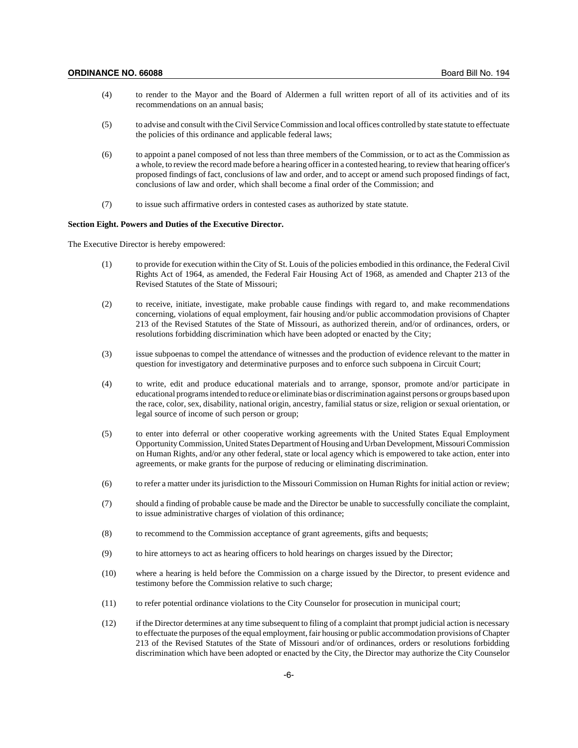(4) to render to the Mayor and the Board of Aldermen a full written report of all of its activities and of its recommendations on an annual basis;

(5) to advise and consult with the Civil Service Commission and local offices controlled by state statute to effectuate the policies of this ordinance and applicable federal laws;

(6) to appoint a panel composed of not less than three members of the Commission, or to act as the Commission as a whole, to review the record made before a hearing officer in a contested hearing, to review that hearing officer's proposed findings of fact, conclusions of law and order, and to accept or amend such proposed findings of fact, conclusions of law and order, which shall become a final order of the Commission; and

(7) to issue such affirmative orders in contested cases as authorized by state statute.

**Section Eight. Powers and Duties of the Executive Director.**

The Executive Director is hereby empowered:

(1) to provide for execution within the City of St. Louis of the policies embodied in this ordinance, the Federal Civil Rights Act of 1964, as amended, the Federal Fair Housing Act of 1968, as amended and Chapter 213 of the Revised Statutes of the State of Missouri;

(2) to receive, initiate, investigate, make probable cause findings with regard to, and make recommendations concerning, violations of equal employment, fair housing and/or public accommodation provisions of Chapter 213 of the Revised Statutes of the State of Missouri, as authorized therein, and/or of ordinances, orders, or resolutions forbidding discrimination which have been adopted or enacted by the City;

(3) issue subpoenas to compel the attendance of witnesses and the production of evidence relevant to the matter in question for investigatory and determinative purposes and to enforce such subpoena in Circuit Court;

(4) to write, edit and produce educational materials and to arrange, sponsor, promote and/or participate in educational programs intended to reduce or eliminate bias or discrimination against persons or groups based upon the race, color, sex, disability, national origin, ancestry, familial status or size, religion or sexual orientation, or legal source of income of such person or group;

(5) to enter into deferral or other cooperative working agreements with the United States Equal Employment Opportunity Commission, United States Department of Housing and Urban Development, Missouri Commission on Human Rights, and/or any other federal, state or local agency which is empowered to take action, enter into agreements, or make grants for the purpose of reducing or eliminating discrimination.

(6) to refer a matter under its jurisdiction to the Missouri Commission on Human Rights for initial action or review;

(7) should a finding of probable cause be made and the Director be unable to successfully conciliate the complaint, to issue administrative charges of violation of this ordinance;

(8) to recommend to the Commission acceptance of grant agreements, gifts and bequests;

(9) to hire attorneys to act as hearing officers to hold hearings on charges issued by the Director;

(10) where a hearing is held before the Commission on a charge issued by the Director, to present evidence and testimony before the Commission relative to such charge;

(11) to refer potential ordinance violations to the City Counselor for prosecution in municipal court;

(12) if the Director determines at any time subsequent to filing of a complaint that prompt judicial action is necessary to effectuate the purposes of the equal employment, fair housing or public accommodation provisions of Chapter 213 of the Revised Statutes of the State of Missouri and/or of ordinances, orders or resolutions forbidding discrimination which have been adopted or enacted by the City, the Director may authorize the City Counselor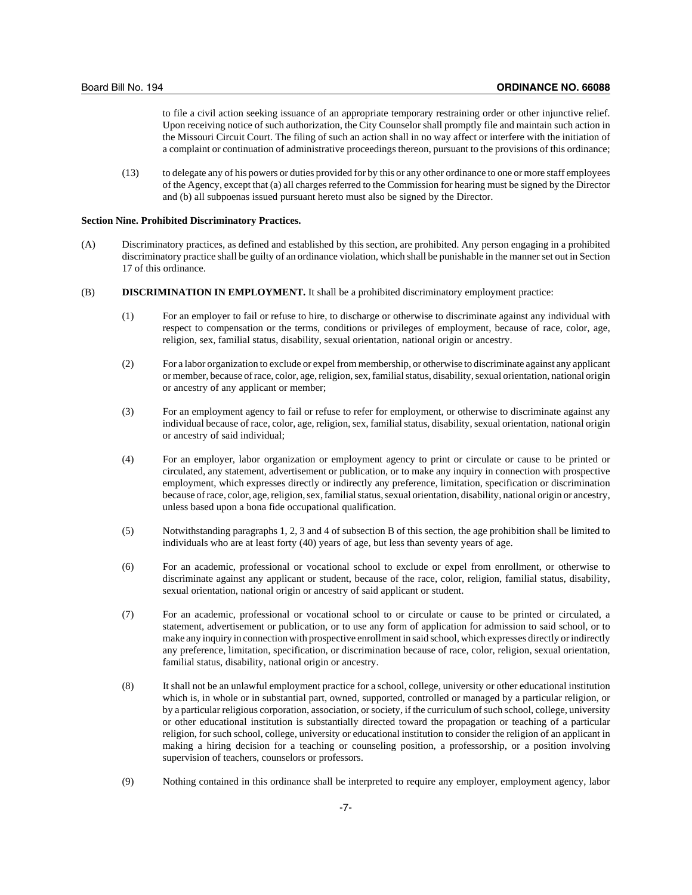to file a civil action seeking issuance of an appropriate temporary restraining order or other injunctive relief. Upon receiving notice of such authorization, the City Counselor shall promptly file and maintain such action in the Missouri Circuit Court. The filing of such an action shall in no way affect or interfere with the initiation of a complaint or continuation of administrative proceedings thereon, pursuant to the provisions of this ordinance;

(13) to delegate any of his powers or duties provided for by this or any other ordinance to one or more staff employees of the Agency, except that (a) all charges referred to the Commission for hearing must be signed by the Director and (b) all subpoenas issued pursuant hereto must also be signed by the Director.

**Section Nine. Prohibited Discriminatory Practices.**

(A) Discriminatory practices, as defined and established by this section, are prohibited. Any person engaging in a prohibited discriminatory practice shall be guilty of an ordinance violation, which shall be punishable in the manner set out in Section 17 of this ordinance.

(B) **DISCRIMINATION IN EMPLOYMENT.** It shall be a prohibited discriminatory employment practice:

(1) For an employer to fail or refuse to hire, to discharge or otherwise to discriminate against any individual with respect to compensation or the terms, conditions or privileges of employment, because of race, color, age, religion, sex, familial status, disability, sexual orientation, national origin or ancestry.

(2) For a labor organization to exclude or expel from membership, or otherwise to discriminate against any applicant or member, because of race, color, age, religion, sex, familial status, disability, sexual orientation, national origin or ancestry of any applicant or member;

(3) For an employment agency to fail or refuse to refer for employment, or otherwise to discriminate against any individual because of race, color, age, religion, sex, familial status, disability, sexual orientation, national origin or ancestry of said individual;

(4) For an employer, labor organization or employment agency to print or circulate or cause to be printed or circulated, any statement, advertisement or publication, or to make any inquiry in connection with prospective employment, which expresses directly or indirectly any preference, limitation, specification or discrimination because of race, color, age, religion, sex, familial status, sexual orientation, disability, national origin or ancestry, unless based upon a bona fide occupational qualification.

(5) Notwithstanding paragraphs 1, 2, 3 and 4 of subsection B of this section, the age prohibition shall be limited to individuals who are at least forty (40) years of age, but less than seventy years of age.

(6) For an academic, professional or vocational school to exclude or expel from enrollment, or otherwise to discriminate against any applicant or student, because of the race, color, religion, familial status, disability, sexual orientation, national origin or ancestry of said applicant or student.

(7) For an academic, professional or vocational school to or circulate or cause to be printed or circulated, a statement, advertisement or publication, or to use any form of application for admission to said school, or to make any inquiry in connection with prospective enrollment in said school, which expresses directly or indirectly any preference, limitation, specification, or discrimination because of race, color, religion, sexual orientation, familial status, disability, national origin or ancestry.

(8) It shall not be an unlawful employment practice for a school, college, university or other educational institution which is, in whole or in substantial part, owned, supported, controlled or managed by a particular religion, or by a particular religious corporation, association, or society, if the curriculum of such school, college, university or other educational institution is substantially directed toward the propagation or teaching of a particular religion, for such school, college, university or educational institution to consider the religion of an applicant in making a hiring decision for a teaching or counseling position, a professorship, or a position involving supervision of teachers, counselors or professors.

(9) Nothing contained in this ordinance shall be interpreted to require any employer, employment agency, labor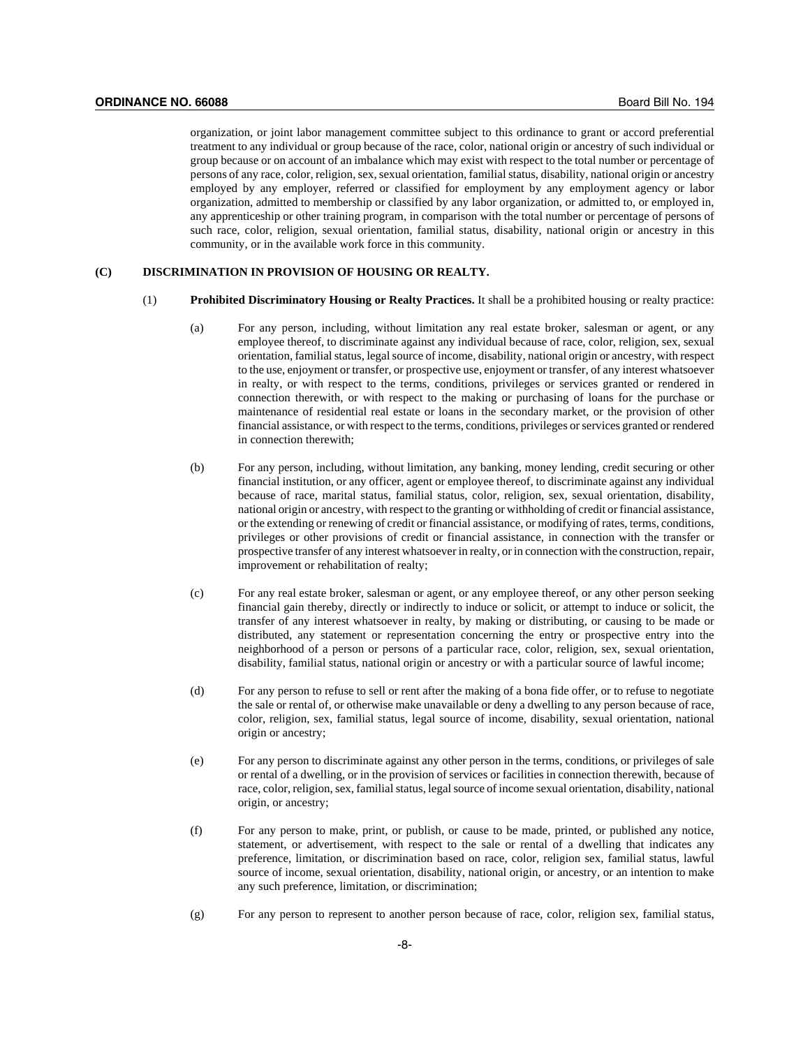organization, or joint labor management committee subject to this ordinance to grant or accord preferential treatment to any individual or group because of the race, color, national origin or ancestry of such individual or group because or on account of an imbalance which may exist with respect to the total number or percentage of persons of any race, color, religion, sex, sexual orientation, familial status, disability, national origin or ancestry employed by any employer, referred or classified for employment by any employment agency or labor organization, admitted to membership or classified by any labor organization, or admitted to, or employed in, any apprenticeship or other training program, in comparison with the total number or percentage of persons of such race, color, religion, sexual orientation, familial status, disability, national origin or ancestry in this community, or in the available work force in this community.

**(C) DISCRIMINATION IN PROVISION OF HOUSING OR REALTY.**

(1) **Prohibited Discriminatory Housing or Realty Practices.** It shall be a prohibited housing or realty practice:

(a) For any person, including, without limitation any real estate broker, salesman or agent, or any employee thereof, to discriminate against any individual because of race, color, religion, sex, sexual orientation, familial status, legal source of income, disability, national origin or ancestry, with respect to the use, enjoyment or transfer, or prospective use, enjoyment or transfer, of any interest whatsoever in realty, or with respect to the terms, conditions, privileges or services granted or rendered in connection therewith, or with respect to the making or purchasing of loans for the purchase or maintenance of residential real estate or loans in the secondary market, or the provision of other financial assistance, or with respect to the terms, conditions, privileges or services granted or rendered in connection therewith;

(b) For any person, including, without limitation, any banking, money lending, credit securing or other financial institution, or any officer, agent or employee thereof, to discriminate against any individual because of race, marital status, familial status, color, religion, sex, sexual orientation, disability, national origin or ancestry, with respect to the granting or withholding of credit or financial assistance, or the extending or renewing of credit or financial assistance, or modifying of rates, terms, conditions, privileges or other provisions of credit or financial assistance, in connection with the transfer or prospective transfer of any interest whatsoever in realty, or in connection with the construction, repair, improvement or rehabilitation of realty;

(c) For any real estate broker, salesman or agent, or any employee thereof, or any other person seeking financial gain thereby, directly or indirectly to induce or solicit, or attempt to induce or solicit, the transfer of any interest whatsoever in realty, by making or distributing, or causing to be made or distributed, any statement or representation concerning the entry or prospective entry into the neighborhood of a person or persons of a particular race, color, religion, sex, sexual orientation, disability, familial status, national origin or ancestry or with a particular source of lawful income;

(d) For any person to refuse to sell or rent after the making of a bona fide offer, or to refuse to negotiate the sale or rental of, or otherwise make unavailable or deny a dwelling to any person because of race, color, religion, sex, familial status, legal source of income, disability, sexual orientation, national origin or ancestry;

(e) For any person to discriminate against any other person in the terms, conditions, or privileges of sale or rental of a dwelling, or in the provision of services or facilities in connection therewith, because of race, color, religion, sex, familial status, legal source of income sexual orientation, disability, national origin, or ancestry;

(f) For any person to make, print, or publish, or cause to be made, printed, or published any notice, statement, or advertisement, with respect to the sale or rental of a dwelling that indicates any preference, limitation, or discrimination based on race, color, religion sex, familial status, lawful source of income, sexual orientation, disability, national origin, or ancestry, or an intention to make any such preference, limitation, or discrimination;

(g) For any person to represent to another person because of race, color, religion sex, familial status,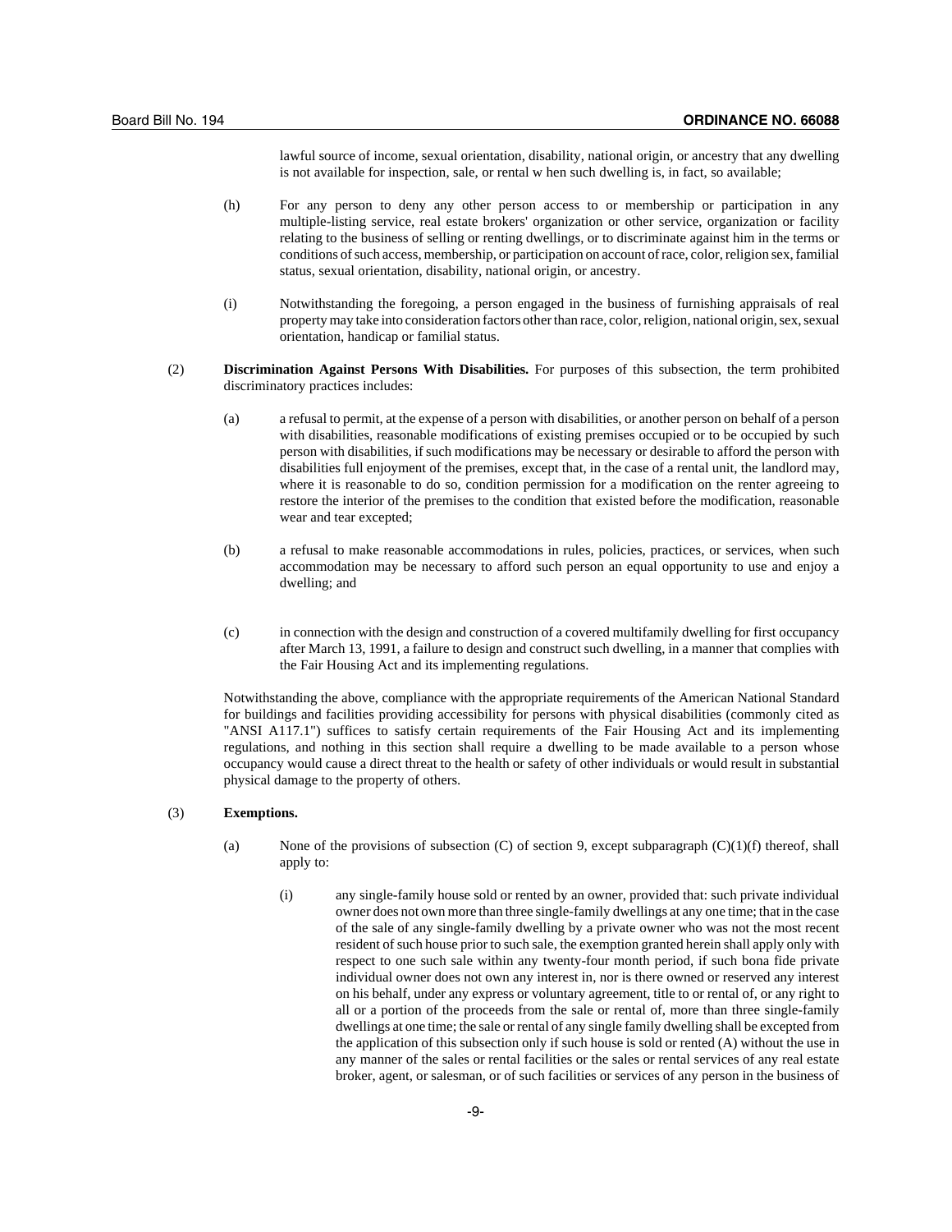lawful source of income, sexual orientation, disability, national origin, or ancestry that any dwelling is not available for inspection, sale, or rental w hen such dwelling is, in fact, so available;

(h) For any person to deny any other person access to or membership or participation in any multiple-listing service, real estate brokers' organization or other service, organization or facility relating to the business of selling or renting dwellings, or to discriminate against him in the terms or conditions of such access, membership, or participation on account of race, color, religion sex, familial status, sexual orientation, disability, national origin, or ancestry.

(i) Notwithstanding the foregoing, a person engaged in the business of furnishing appraisals of real property may take into consideration factors other than race, color, religion, national origin, sex, sexual orientation, handicap or familial status.

(2) **Discrimination Against Persons With Disabilities.** For purposes of this subsection, the term prohibited discriminatory practices includes:

(a) a refusal to permit, at the expense of a person with disabilities, or another person on behalf of a person with disabilities, reasonable modifications of existing premises occupied or to be occupied by such person with disabilities, if such modifications may be necessary or desirable to afford the person with disabilities full enjoyment of the premises, except that, in the case of a rental unit, the landlord may, where it is reasonable to do so, condition permission for a modification on the renter agreeing to restore the interior of the premises to the condition that existed before the modification, reasonable wear and tear excepted;

(b) a refusal to make reasonable accommodations in rules, policies, practices, or services, when such accommodation may be necessary to afford such person an equal opportunity to use and enjoy a dwelling; and

(c) in connection with the design and construction of a covered multifamily dwelling for first occupancy after March 13, 1991, a failure to design and construct such dwelling, in a manner that complies with the Fair Housing Act and its implementing regulations.

Notwithstanding the above, compliance with the appropriate requirements of the American National Standard for buildings and facilities providing accessibility for persons with physical disabilities (commonly cited as "ANSI A117.1") suffices to satisfy certain requirements of the Fair Housing Act and its implementing regulations, and nothing in this section shall require a dwelling to be made available to a person whose occupancy would cause a direct threat to the health or safety of other individuals or would result in substantial physical damage to the property of others.

(3) **Exemptions.**

(a) None of the provisions of subsection (C) of section 9, except subparagraph (C)(1)(f) thereof, shall apply to:

(i) any single-family house sold or rented by an owner, provided that: such private individual owner does not own more than three single-family dwellings at any one time; that in the case of the sale of any single-family dwelling by a private owner who was not the most recent resident of such house prior to such sale, the exemption granted herein shall apply only with respect to one such sale within any twenty-four month period, if such bona fide private individual owner does not own any interest in, nor is there owned or reserved any interest on his behalf, under any express or voluntary agreement, title to or rental of, or any right to all or a portion of the proceeds from the sale or rental of, more than three single-family dwellings at one time; the sale or rental of any single family dwelling shall be excepted from the application of this subsection only if such house is sold or rented (A) without the use in any manner of the sales or rental facilities or the sales or rental services of any real estate broker, agent, or salesman, or of such facilities or services of any person in the business of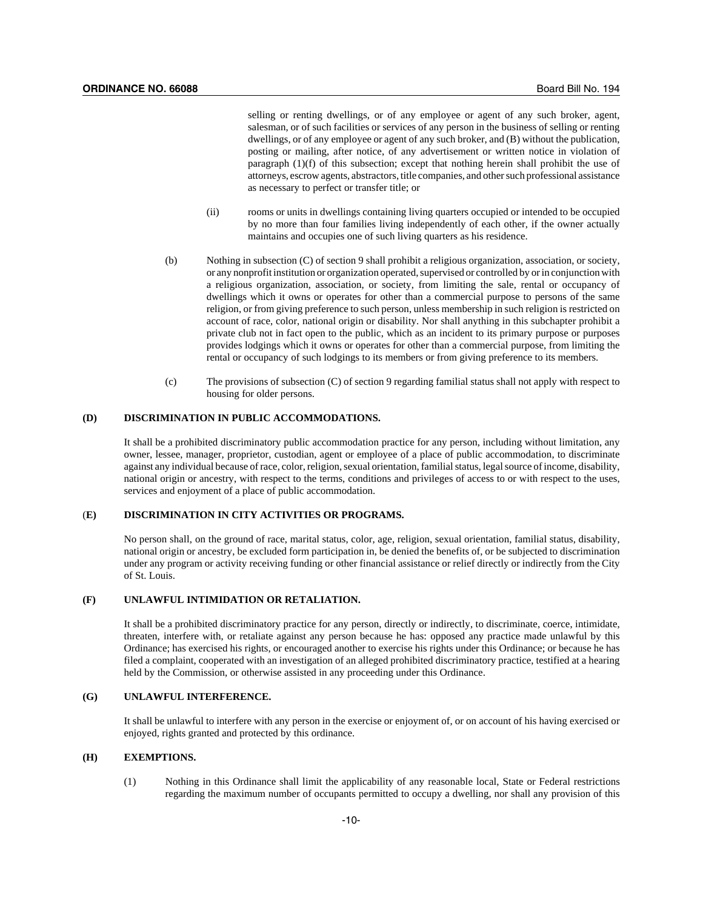selling or renting dwellings, or of any employee or agent of any such broker, agent, salesman, or of such facilities or services of any person in the business of selling or renting dwellings, or of any employee or agent of any such broker, and (B) without the publication, posting or mailing, after notice, of any advertisement or written notice in violation of paragraph (1)(f) of this subsection; except that nothing herein shall prohibit the use of attorneys, escrow agents, abstractors, title companies, and other such professional assistance as necessary to perfect or transfer title; or

(ii) rooms or units in dwellings containing living quarters occupied or intended to be occupied by no more than four families living independently of each other, if the owner actually maintains and occupies one of such living quarters as his residence.

(b) Nothing in subsection (C) of section 9 shall prohibit a religious organization, association, or society, or any nonprofit institution or organization operated, supervised or controlled by or in conjunction with a religious organization, association, or society, from limiting the sale, rental or occupancy of dwellings which it owns or operates for other than a commercial purpose to persons of the same religion, or from giving preference to such person, unless membership in such religion is restricted on account of race, color, national origin or disability. Nor shall anything in this subchapter prohibit a private club not in fact open to the public, which as an incident to its primary purpose or purposes provides lodgings which it owns or operates for other than a commercial purpose, from limiting the rental or occupancy of such lodgings to its members or from giving preference to its members.

(c) The provisions of subsection (C) of section 9 regarding familial status shall not apply with respect to housing for older persons.

**(D) DISCRIMINATION IN PUBLIC ACCOMMODATIONS.**

It shall be a prohibited discriminatory public accommodation practice for any person, including without limitation, any owner, lessee, manager, proprietor, custodian, agent or employee of a place of public accommodation, to discriminate against any individual because of race, color, religion, sexual orientation, familial status, legal source of income, disability, national origin or ancestry, with respect to the terms, conditions and privileges of access to or with respect to the uses, services and enjoyment of a place of public accommodation.

**(E) DISCRIMINATION IN CITY ACTIVITIES OR PROGRAMS.**

No person shall, on the ground of race, marital status, color, age, religion, sexual orientation, familial status, disability, national origin or ancestry, be excluded form participation in, be denied the benefits of, or be subjected to discrimination under any program or activity receiving funding or other financial assistance or relief directly or indirectly from the City of St. Louis.

**(F) UNLAWFUL INTIMIDATION OR RETALIATION.**

It shall be a prohibited discriminatory practice for any person, directly or indirectly, to discriminate, coerce, intimidate, threaten, interfere with, or retaliate against any person because he has: opposed any practice made unlawful by this Ordinance; has exercised his rights, or encouraged another to exercise his rights under this Ordinance; or because he has filed a complaint, cooperated with an investigation of an alleged prohibited discriminatory practice, testified at a hearing held by the Commission, or otherwise assisted in any proceeding under this Ordinance.

**(G) UNLAWFUL INTERFERENCE.**

It shall be unlawful to interfere with any person in the exercise or enjoyment of, or on account of his having exercised or enjoyed, rights granted and protected by this ordinance.

**(H) EXEMPTIONS.**

(1) Nothing in this Ordinance shall limit the applicability of any reasonable local, State or Federal restrictions regarding the maximum number of occupants permitted to occupy a dwelling, nor shall any provision of this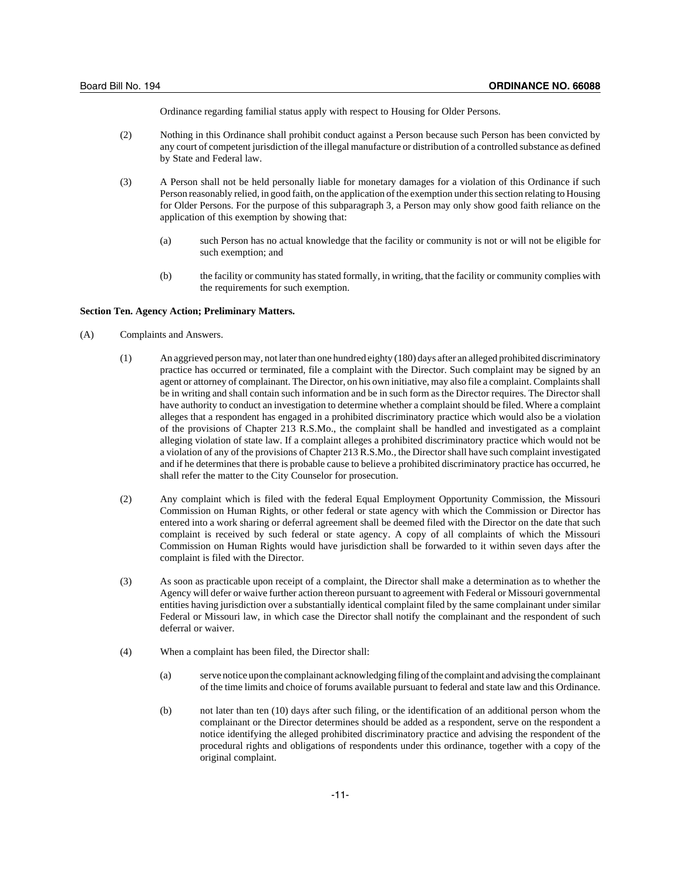Ordinance regarding familial status apply with respect to Housing for Older Persons.

(2) Nothing in this Ordinance shall prohibit conduct against a Person because such Person has been convicted by any court of competent jurisdiction of the illegal manufacture or distribution of a controlled substance as defined by State and Federal law.

(3) A Person shall not be held personally liable for monetary damages for a violation of this Ordinance if such Person reasonably relied, in good faith, on the application of the exemption under this section relating to Housing for Older Persons. For the purpose of this subparagraph 3, a Person may only show good faith reliance on the application of this exemption by showing that:

(a) such Person has no actual knowledge that the facility or community is not or will not be eligible for such exemption; and

(b) the facility or community has stated formally, in writing, that the facility or community complies with the requirements for such exemption.

**Section Ten. Agency Action; Preliminary Matters.**

(A) Complaints and Answers.

(1) An aggrieved person may, not later than one hundred eighty (180) days after an alleged prohibited discriminatory practice has occurred or terminated, file a complaint with the Director. Such complaint may be signed by an agent or attorney of complainant. The Director, on his own initiative, may also file a complaint. Complaints shall be in writing and shall contain such information and be in such form as the Director requires. The Director shall have authority to conduct an investigation to determine whether a complaint should be filed. Where a complaint alleges that a respondent has engaged in a prohibited discriminatory practice which would also be a violation of the provisions of Chapter 213 R.S.Mo., the complaint shall be handled and investigated as a complaint alleging violation of state law. If a complaint alleges a prohibited discriminatory practice which would not be a violation of any of the provisions of Chapter 213 R.S.Mo., the Director shall have such complaint investigated and if he determines that there is probable cause to believe a prohibited discriminatory practice has occurred, he shall refer the matter to the City Counselor for prosecution.

(2) Any complaint which is filed with the federal Equal Employment Opportunity Commission, the Missouri Commission on Human Rights, or other federal or state agency with which the Commission or Director has entered into a work sharing or deferral agreement shall be deemed filed with the Director on the date that such complaint is received by such federal or state agency. A copy of all complaints of which the Missouri Commission on Human Rights would have jurisdiction shall be forwarded to it within seven days after the complaint is filed with the Director.

(3) As soon as practicable upon receipt of a complaint, the Director shall make a determination as to whether the Agency will defer or waive further action thereon pursuant to agreement with Federal or Missouri governmental entities having jurisdiction over a substantially identical complaint filed by the same complainant under similar Federal or Missouri law, in which case the Director shall notify the complainant and the respondent of such deferral or waiver.

(4) When a complaint has been filed, the Director shall:

(a) serve notice upon the complainant acknowledging filing of the complaint and advising the complainant of the time limits and choice of forums available pursuant to federal and state law and this Ordinance.

(b) not later than ten (10) days after such filing, or the identification of an additional person whom the complainant or the Director determines should be added as a respondent, serve on the respondent a notice identifying the alleged prohibited discriminatory practice and advising the respondent of the procedural rights and obligations of respondents under this ordinance, together with a copy of the original complaint.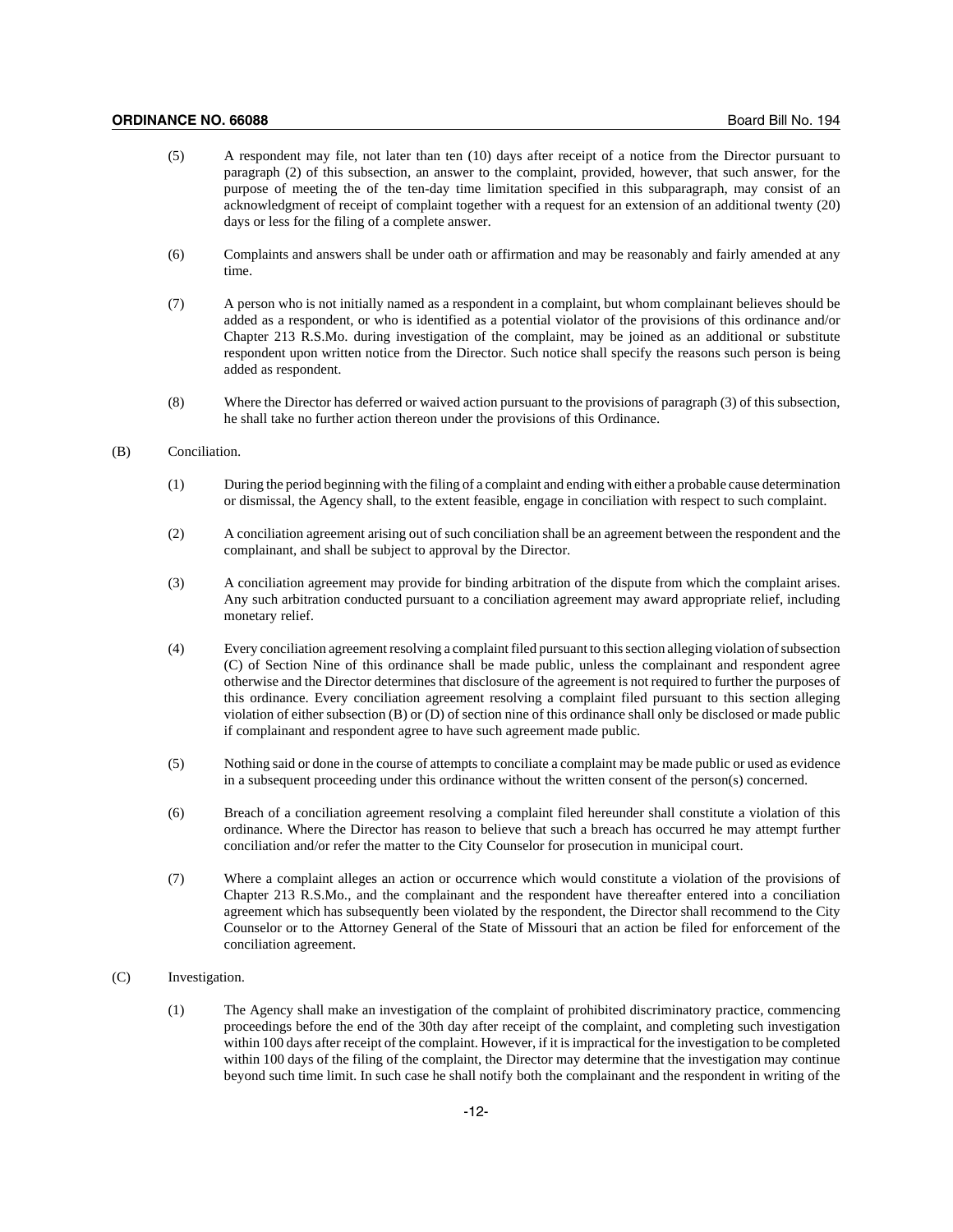(5) A respondent may file, not later than ten (10) days after receipt of a notice from the Director pursuant to paragraph (2) of this subsection, an answer to the complaint, provided, however, that such answer, for the purpose of meeting the of the ten-day time limitation specified in this subparagraph, may consist of an acknowledgment of receipt of complaint together with a request for an extension of an additional twenty (20) days or less for the filing of a complete answer.

(6) Complaints and answers shall be under oath or affirmation and may be reasonably and fairly amended at any time.

(7) A person who is not initially named as a respondent in a complaint, but whom complainant believes should be added as a respondent, or who is identified as a potential violator of the provisions of this ordinance and/or Chapter 213 R.S.Mo. during investigation of the complaint, may be joined as an additional or substitute respondent upon written notice from the Director. Such notice shall specify the reasons such person is being added as respondent.

(8) Where the Director has deferred or waived action pursuant to the provisions of paragraph (3) of this subsection, he shall take no further action thereon under the provisions of this Ordinance.

(B) Conciliation.

(1) During the period beginning with the filing of a complaint and ending with either a probable cause determination or dismissal, the Agency shall, to the extent feasible, engage in conciliation with respect to such complaint.

(2) A conciliation agreement arising out of such conciliation shall be an agreement between the respondent and the complainant, and shall be subject to approval by the Director.

(3) A conciliation agreement may provide for binding arbitration of the dispute from which the complaint arises. Any such arbitration conducted pursuant to a conciliation agreement may award appropriate relief, including monetary relief.

(4) Every conciliation agreement resolving a complaint filed pursuant to this section alleging violation of subsection (C) of Section Nine of this ordinance shall be made public, unless the complainant and respondent agree otherwise and the Director determines that disclosure of the agreement is not required to further the purposes of this ordinance. Every conciliation agreement resolving a complaint filed pursuant to this section alleging violation of either subsection (B) or (D) of section nine of this ordinance shall only be disclosed or made public if complainant and respondent agree to have such agreement made public.

(5) Nothing said or done in the course of attempts to conciliate a complaint may be made public or used as evidence in a subsequent proceeding under this ordinance without the written consent of the person(s) concerned.

(6) Breach of a conciliation agreement resolving a complaint filed hereunder shall constitute a violation of this ordinance. Where the Director has reason to believe that such a breach has occurred he may attempt further conciliation and/or refer the matter to the City Counselor for prosecution in municipal court.

(7) Where a complaint alleges an action or occurrence which would constitute a violation of the provisions of Chapter 213 R.S.Mo., and the complainant and the respondent have thereafter entered into a conciliation agreement which has subsequently been violated by the respondent, the Director shall recommend to the City Counselor or to the Attorney General of the State of Missouri that an action be filed for enforcement of the conciliation agreement.

(C) Investigation.

(1) The Agency shall make an investigation of the complaint of prohibited discriminatory practice, commencing proceedings before the end of the 30th day after receipt of the complaint, and completing such investigation within 100 days after receipt of the complaint. However, if it is impractical for the investigation to be completed within 100 days of the filing of the complaint, the Director may determine that the investigation may continue beyond such time limit. In such case he shall notify both the complainant and the respondent in writing of the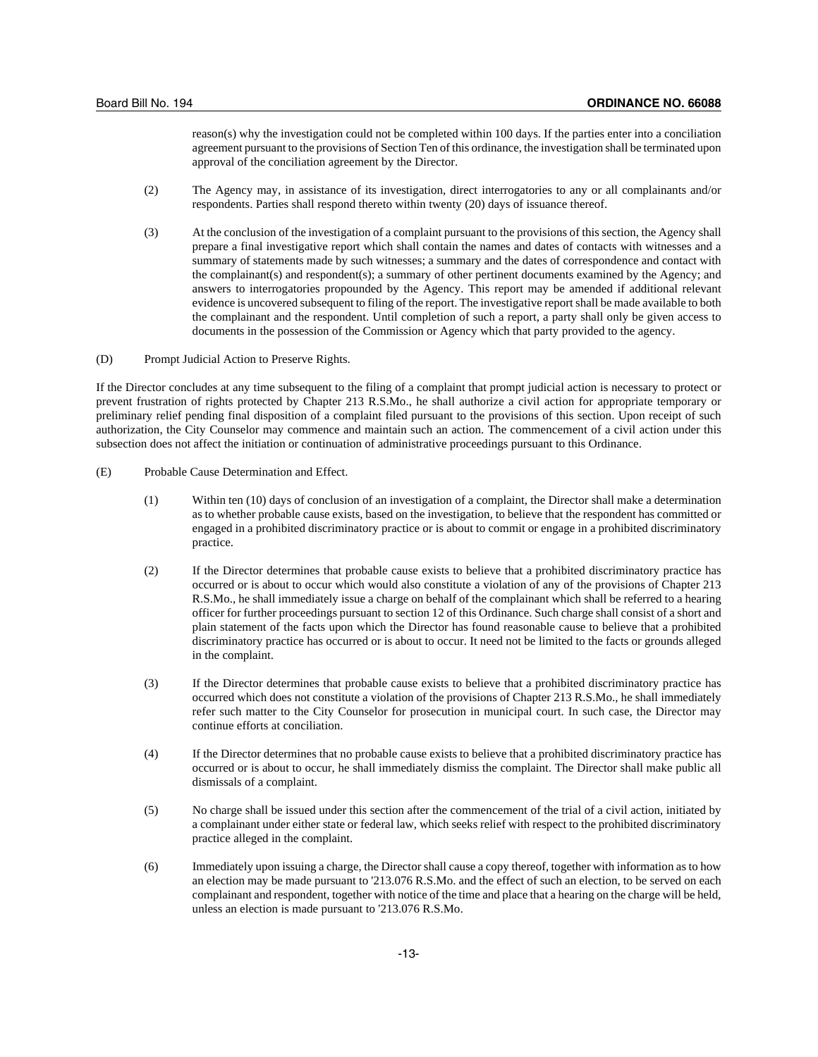reason(s) why the investigation could not be completed within 100 days. If the parties enter into a conciliation agreement pursuant to the provisions of Section Ten of this ordinance, the investigation shall be terminated upon approval of the conciliation agreement by the Director.

(2) The Agency may, in assistance of its investigation, direct interrogatories to any or all complainants and/or respondents. Parties shall respond thereto within twenty (20) days of issuance thereof.

(3) At the conclusion of the investigation of a complaint pursuant to the provisions of this section, the Agency shall prepare a final investigative report which shall contain the names and dates of contacts with witnesses and a summary of statements made by such witnesses; a summary and the dates of correspondence and contact with the complainant(s) and respondent(s); a summary of other pertinent documents examined by the Agency; and answers to interrogatories propounded by the Agency. This report may be amended if additional relevant evidence is uncovered subsequent to filing of the report. The investigative report shall be made available to both the complainant and the respondent. Until completion of such a report, a party shall only be given access to documents in the possession of the Commission or Agency which that party provided to the agency.

(D) Prompt Judicial Action to Preserve Rights.

If the Director concludes at any time subsequent to the filing of a complaint that prompt judicial action is necessary to protect or prevent frustration of rights protected by Chapter 213 R.S.Mo., he shall authorize a civil action for appropriate temporary or preliminary relief pending final disposition of a complaint filed pursuant to the provisions of this section. Upon receipt of such authorization, the City Counselor may commence and maintain such an action. The commencement of a civil action under this subsection does not affect the initiation or continuation of administrative proceedings pursuant to this Ordinance.

(E) Probable Cause Determination and Effect.

(1) Within ten (10) days of conclusion of an investigation of a complaint, the Director shall make a determination as to whether probable cause exists, based on the investigation, to believe that the respondent has committed or engaged in a prohibited discriminatory practice or is about to commit or engage in a prohibited discriminatory practice.

(2) If the Director determines that probable cause exists to believe that a prohibited discriminatory practice has occurred or is about to occur which would also constitute a violation of any of the provisions of Chapter 213 R.S.Mo., he shall immediately issue a charge on behalf of the complainant which shall be referred to a hearing officer for further proceedings pursuant to section 12 of this Ordinance. Such charge shall consist of a short and plain statement of the facts upon which the Director has found reasonable cause to believe that a prohibited discriminatory practice has occurred or is about to occur. It need not be limited to the facts or grounds alleged in the complaint.

(3) If the Director determines that probable cause exists to believe that a prohibited discriminatory practice has occurred which does not constitute a violation of the provisions of Chapter 213 R.S.Mo., he shall immediately refer such matter to the City Counselor for prosecution in municipal court. In such case, the Director may continue efforts at conciliation.

(4) If the Director determines that no probable cause exists to believe that a prohibited discriminatory practice has occurred or is about to occur, he shall immediately dismiss the complaint. The Director shall make public all dismissals of a complaint.

(5) No charge shall be issued under this section after the commencement of the trial of a civil action, initiated by a complainant under either state or federal law, which seeks relief with respect to the prohibited discriminatory practice alleged in the complaint.

(6) Immediately upon issuing a charge, the Director shall cause a copy thereof, together with information as to how an election may be made pursuant to '213.076 R.S.Mo. and the effect of such an election, to be served on each complainant and respondent, together with notice of the time and place that a hearing on the charge will be held, unless an election is made pursuant to '213.076 R.S.Mo.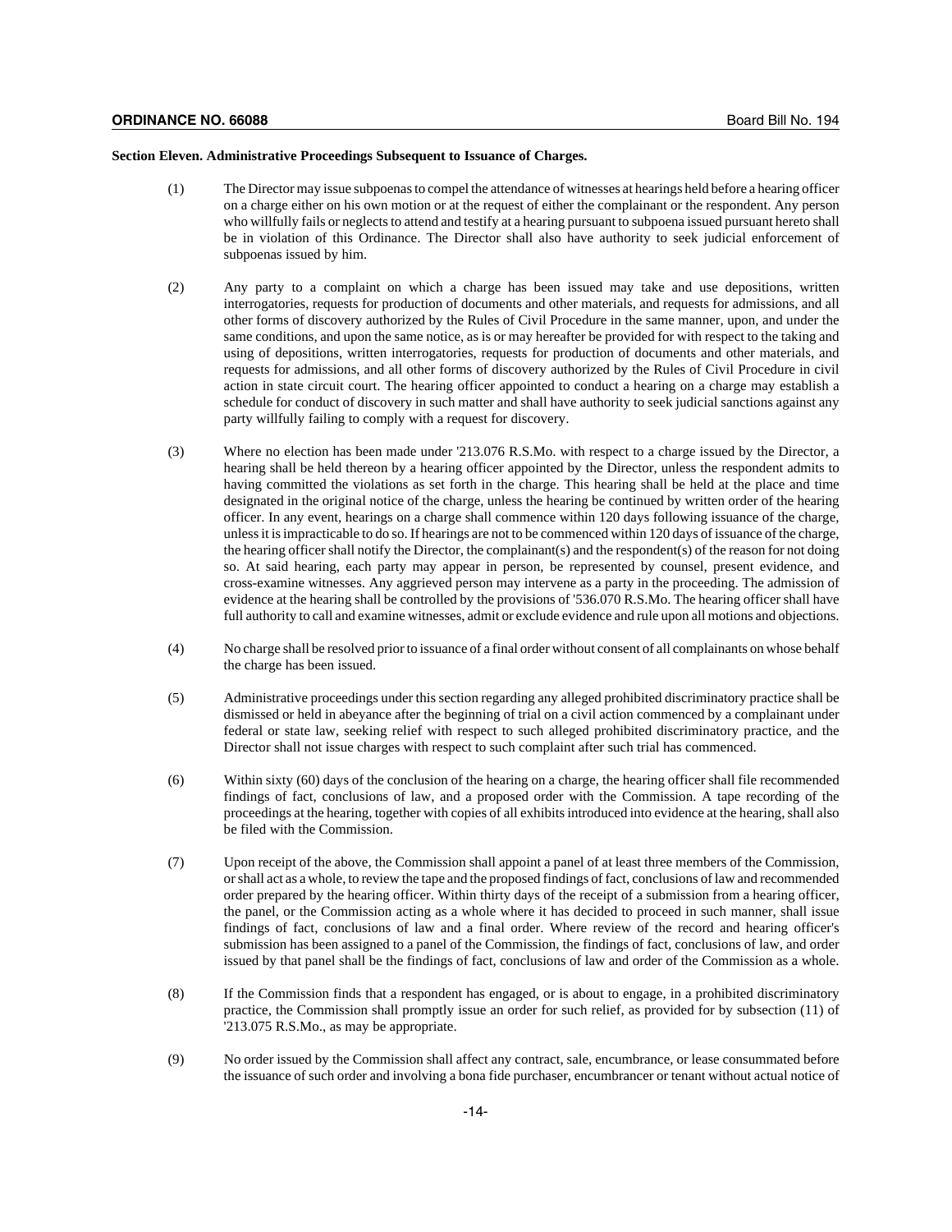**Section Eleven. Administrative Proceedings Subsequent to Issuance of Charges.**

(1) The Director may issue subpoenas to compel the attendance of witnesses at hearings held before a hearing officer on a charge either on his own motion or at the request of either the complainant or the respondent. Any person who willfully fails or neglects to attend and testify at a hearing pursuant to subpoena issued pursuant hereto shall be in violation of this Ordinance. The Director shall also have authority to seek judicial enforcement of subpoenas issued by him.

(2) Any party to a complaint on which a charge has been issued may take and use depositions, written interrogatories, requests for production of documents and other materials, and requests for admissions, and all other forms of discovery authorized by the Rules of Civil Procedure in the same manner, upon, and under the same conditions, and upon the same notice, as is or may hereafter be provided for with respect to the taking and using of depositions, written interrogatories, requests for production of documents and other materials, and requests for admissions, and all other forms of discovery authorized by the Rules of Civil Procedure in civil action in state circuit court. The hearing officer appointed to conduct a hearing on a charge may establish a schedule for conduct of discovery in such matter and shall have authority to seek judicial sanctions against any party willfully failing to comply with a request for discovery.

(3) Where no election has been made under '213.076 R.S.Mo. with respect to a charge issued by the Director, a hearing shall be held thereon by a hearing officer appointed by the Director, unless the respondent admits to having committed the violations as set forth in the charge. This hearing shall be held at the place and time designated in the original notice of the charge, unless the hearing be continued by written order of the hearing officer. In any event, hearings on a charge shall commence within 120 days following issuance of the charge, unless it is impracticable to do so. If hearings are not to be commenced within 120 days of issuance of the charge, the hearing officer shall notify the Director, the complainant(s) and the respondent(s) of the reason for not doing so. At said hearing, each party may appear in person, be represented by counsel, present evidence, and cross-examine witnesses. Any aggrieved person may intervene as a party in the proceeding. The admission of evidence at the hearing shall be controlled by the provisions of '536.070 R.S.Mo. The hearing officer shall have full authority to call and examine witnesses, admit or exclude evidence and rule upon all motions and objections.

(4) No charge shall be resolved prior to issuance of a final order without consent of all complainants on whose behalf the charge has been issued.

(5) Administrative proceedings under this section regarding any alleged prohibited discriminatory practice shall be dismissed or held in abeyance after the beginning of trial on a civil action commenced by a complainant under federal or state law, seeking relief with respect to such alleged prohibited discriminatory practice, and the Director shall not issue charges with respect to such complaint after such trial has commenced.

(6) Within sixty (60) days of the conclusion of the hearing on a charge, the hearing officer shall file recommended findings of fact, conclusions of law, and a proposed order with the Commission. A tape recording of the proceedings at the hearing, together with copies of all exhibits introduced into evidence at the hearing, shall also be filed with the Commission.

(7) Upon receipt of the above, the Commission shall appoint a panel of at least three members of the Commission, or shall act as a whole, to review the tape and the proposed findings of fact, conclusions of law and recommended order prepared by the hearing officer. Within thirty days of the receipt of a submission from a hearing officer, the panel, or the Commission acting as a whole where it has decided to proceed in such manner, shall issue findings of fact, conclusions of law and a final order. Where review of the record and hearing officer's submission has been assigned to a panel of the Commission, the findings of fact, conclusions of law, and order issued by that panel shall be the findings of fact, conclusions of law and order of the Commission as a whole.

(8) If the Commission finds that a respondent has engaged, or is about to engage, in a prohibited discriminatory practice, the Commission shall promptly issue an order for such relief, as provided for by subsection (11) of '213.075 R.S.Mo., as may be appropriate.

(9) No order issued by the Commission shall affect any contract, sale, encumbrance, or lease consummated before the issuance of such order and involving a bona fide purchaser, encumbrancer or tenant without actual notice of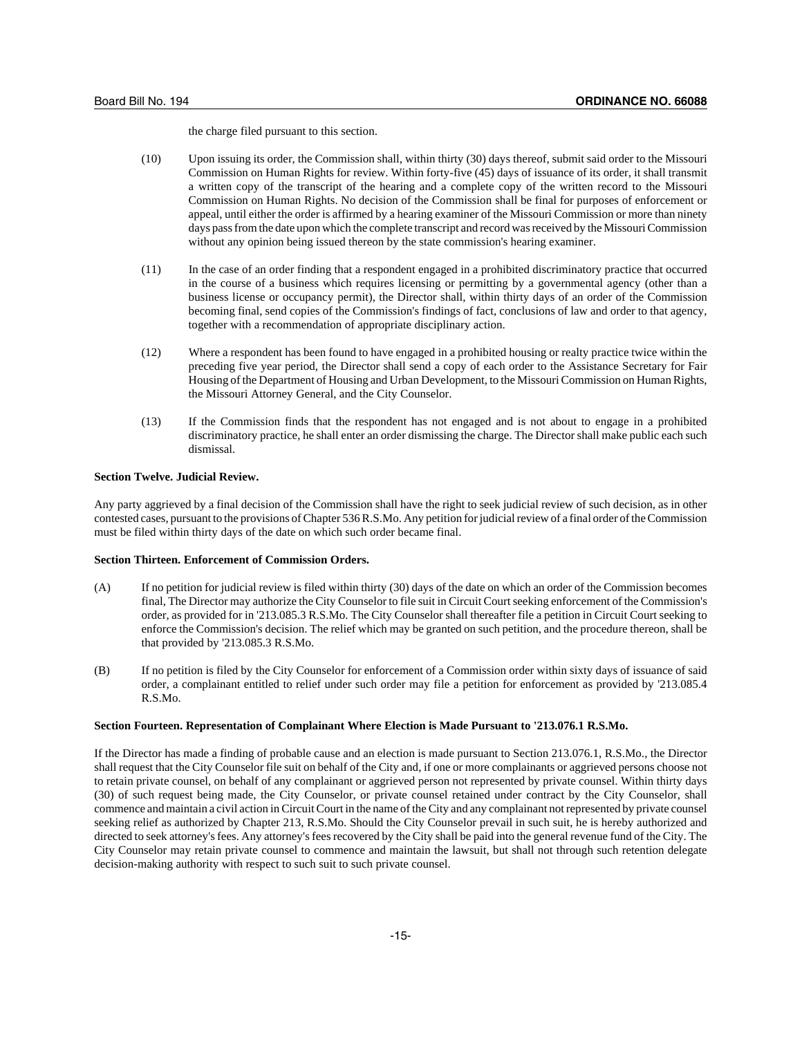the charge filed pursuant to this section.

(10) Upon issuing its order, the Commission shall, within thirty (30) days thereof, submit said order to the Missouri Commission on Human Rights for review. Within forty-five (45) days of issuance of its order, it shall transmit a written copy of the transcript of the hearing and a complete copy of the written record to the Missouri Commission on Human Rights. No decision of the Commission shall be final for purposes of enforcement or appeal, until either the order is affirmed by a hearing examiner of the Missouri Commission or more than ninety days pass from the date upon which the complete transcript and record was received by the Missouri Commission without any opinion being issued thereon by the state commission's hearing examiner.

(11) In the case of an order finding that a respondent engaged in a prohibited discriminatory practice that occurred in the course of a business which requires licensing or permitting by a governmental agency (other than a business license or occupancy permit), the Director shall, within thirty days of an order of the Commission becoming final, send copies of the Commission's findings of fact, conclusions of law and order to that agency, together with a recommendation of appropriate disciplinary action.

(12) Where a respondent has been found to have engaged in a prohibited housing or realty practice twice within the preceding five year period, the Director shall send a copy of each order to the Assistance Secretary for Fair Housing of the Department of Housing and Urban Development, to the Missouri Commission on Human Rights, the Missouri Attorney General, and the City Counselor.

(13) If the Commission finds that the respondent has not engaged and is not about to engage in a prohibited discriminatory practice, he shall enter an order dismissing the charge. The Director shall make public each such dismissal.

**Section Twelve. Judicial Review.**

Any party aggrieved by a final decision of the Commission shall have the right to seek judicial review of such decision, as in other contested cases, pursuant to the provisions of Chapter 536 R.S.Mo. Any petition for judicial review of a final order of the Commission must be filed within thirty days of the date on which such order became final.

**Section Thirteen. Enforcement of Commission Orders.**

(A) If no petition for judicial review is filed within thirty (30) days of the date on which an order of the Commission becomes final, The Director may authorize the City Counselor to file suit in Circuit Court seeking enforcement of the Commission's order, as provided for in '213.085.3 R.S.Mo. The City Counselor shall thereafter file a petition in Circuit Court seeking to enforce the Commission's decision. The relief which may be granted on such petition, and the procedure thereon, shall be that provided by '213.085.3 R.S.Mo.

(B) If no petition is filed by the City Counselor for enforcement of a Commission order within sixty days of issuance of said order, a complainant entitled to relief under such order may file a petition for enforcement as provided by '213.085.4 R.S.Mo.

**Section Fourteen. Representation of Complainant Where Election is Made Pursuant to '213.076.1 R.S.Mo.**

If the Director has made a finding of probable cause and an election is made pursuant to Section 213.076.1, R.S.Mo., the Director shall request that the City Counselor file suit on behalf of the City and, if one or more complainants or aggrieved persons choose not to retain private counsel, on behalf of any complainant or aggrieved person not represented by private counsel. Within thirty days (30) of such request being made, the City Counselor, or private counsel retained under contract by the City Counselor, shall commence and maintain a civil action in Circuit Court in the name of the City and any complainant not represented by private counsel seeking relief as authorized by Chapter 213, R.S.Mo. Should the City Counselor prevail in such suit, he is hereby authorized and directed to seek attorney's fees. Any attorney's fees recovered by the City shall be paid into the general revenue fund of the City. The City Counselor may retain private counsel to commence and maintain the lawsuit, but shall not through such retention delegate decision-making authority with respect to such suit to such private counsel.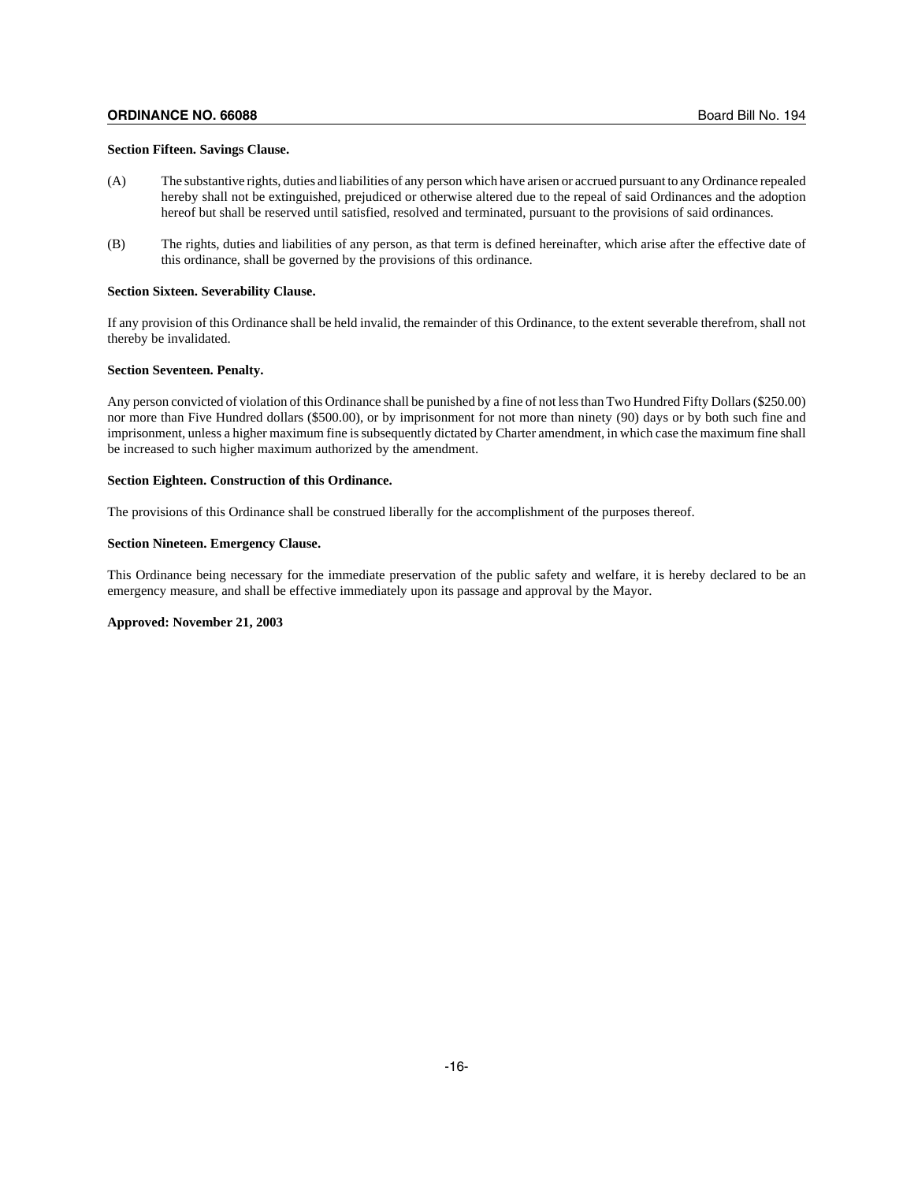**Section Fifteen. Savings Clause.**

(A) The substantive rights, duties and liabilities of any person which have arisen or accrued pursuant to any Ordinance repealed hereby shall not be extinguished, prejudiced or otherwise altered due to the repeal of said Ordinances and the adoption hereof but shall be reserved until satisfied, resolved and terminated, pursuant to the provisions of said ordinances.

(B) The rights, duties and liabilities of any person, as that term is defined hereinafter, which arise after the effective date of this ordinance, shall be governed by the provisions of this ordinance.

**Section Sixteen. Severability Clause.**

If any provision of this Ordinance shall be held invalid, the remainder of this Ordinance, to the extent severable therefrom, shall not thereby be invalidated.

**Section Seventeen. Penalty.**

Any person convicted of violation of this Ordinance shall be punished by a fine of not less than Two Hundred Fifty Dollars ($250.00) nor more than Five Hundred dollars ($500.00), or by imprisonment for not more than ninety (90) days or by both such fine and imprisonment, unless a higher maximum fine is subsequently dictated by Charter amendment, in which case the maximum fine shall be increased to such higher maximum authorized by the amendment.

**Section Eighteen. Construction of this Ordinance.**

The provisions of this Ordinance shall be construed liberally for the accomplishment of the purposes thereof.

**Section Nineteen. Emergency Clause.**

This Ordinance being necessary for the immediate preservation of the public safety and welfare, it is hereby declared to be an emergency measure, and shall be effective immediately upon its passage and approval by the Mayor.

**Approved: November 21, 2003**